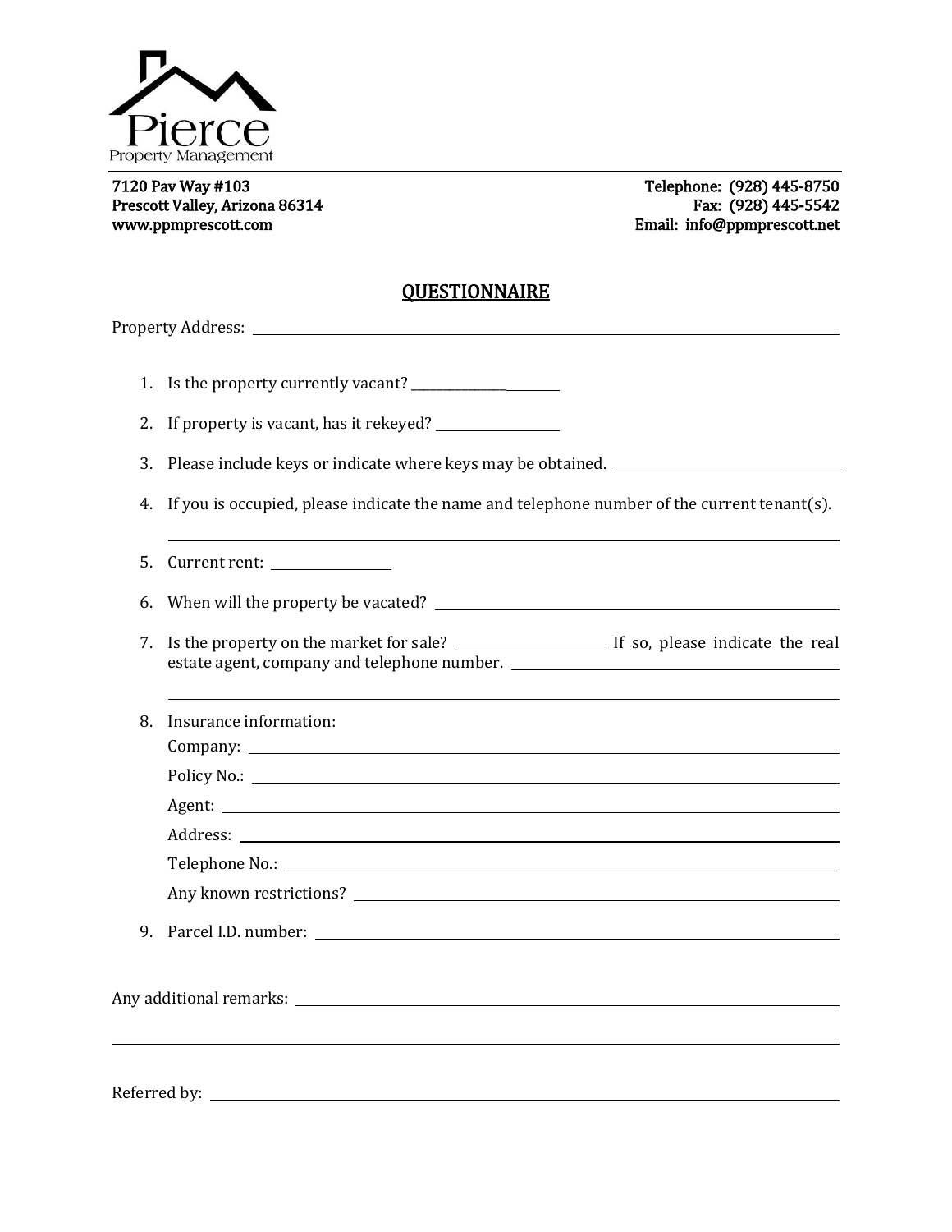Pierce
Property Management

7120 Pav Way #103
Prescott Valley, Arizona 86314
www.ppmprescott.com

Telephone: (928) 445-8750
Fax: (928) 445-5542
Email: info@ppmprescott.net

# QUESTIONNAIRE

Property Address: ______________________________________________

1. Is the property currently vacant? ______________
2. If property is vacant, has it rekeyed? ______________
3. Please include keys or indicate where keys may be obtained. ______________
4. If you is occupied, please indicate the name and telephone number of the current tenant(s).

   ______________________________________________
5. Current rent: ______________
6. When will the property be vacated? ______________
7. Is the property on the market for sale? ______________ If so, please indicate the real estate agent, company and telephone number. ______________

   ______________________________________________
8. Insurance information:
   - Company: ______________
   - Policy No.: ______________
   - Agent: ______________
   - Address: ______________
   - Telephone No.: ______________
   - Any known restrictions? ______________
9. Parcel I.D. number: ______________

Any additional remarks: ______________________________________________

______________________________________________

Referred by: ______________________________________________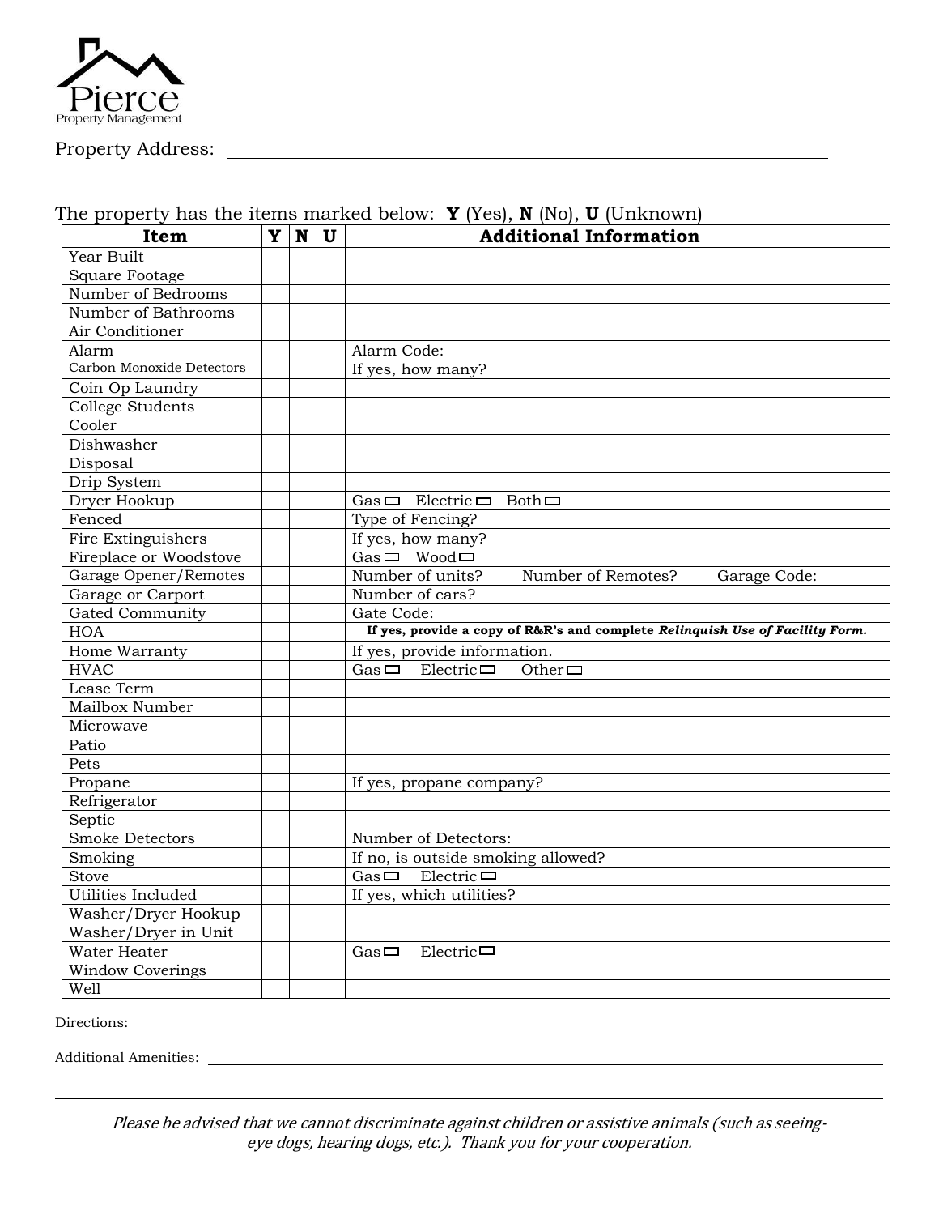Pierce
Property Management

Property Address: ______________________________________________

The property has the items marked below: **Y** (Yes), **N** (No), **U** (Unknown)

| Item | Y | N | U | Additional Information |
|---|---|---|---|---|
| Year Built | | | | |
| Square Footage | | | | |
| Number of Bedrooms | | | | |
| Number of Bathrooms | | | | |
| Air Conditioner | | | | |
| Alarm | | | | Alarm Code: |
| Carbon Monoxide Detectors | | | | If yes, how many? |
| Coin Op Laundry | | | | |
| College Students | | | | |
| Cooler | | | | |
| Dishwasher | | | | |
| Disposal | | | | |
| Drip System | | | | |
| Dryer Hookup | | | | Gas ☐ Electric ☐ Both ☐ |
| Fenced | | | | Type of Fencing? |
| Fire Extinguishers | | | | If yes, how many? |
| Fireplace or Woodstove | | | | Gas ☐ Wood ☐ |
| Garage Opener/Remotes | | | | Number of units? Number of Remotes? Garage Code: |
| Garage or Carport | | | | Number of cars? |
| Gated Community | | | | Gate Code: |
| HOA | | | | **If yes, provide a copy of R&R's and complete *Relinquish Use of Facility Form.*** |
| Home Warranty | | | | If yes, provide information. |
| HVAC | | | | Gas ☐ Electric ☐ Other ☐ |
| Lease Term | | | | |
| Mailbox Number | | | | |
| Microwave | | | | |
| Patio | | | | |
| Pets | | | | |
| Propane | | | | If yes, propane company? |
| Refrigerator | | | | |
| Septic | | | | |
| Smoke Detectors | | | | Number of Detectors: |
| Smoking | | | | If no, is outside smoking allowed? |
| Stove | | | | Gas ☐ Electric ☐ |
| Utilities Included | | | | If yes, which utilities? |
| Washer/Dryer Hookup | | | | |
| Washer/Dryer in Unit | | | | |
| Water Heater | | | | Gas ☐ Electric ☐ |
| Window Coverings | | | | |
| Well | | | | |

Directions: ______________________________________________

Additional Amenities: ______________________________________________

______________________________________________

*Please be advised that we cannot discriminate against children or assistive animals (such as seeing-eye dogs, hearing dogs, etc.). Thank you for your cooperation.*